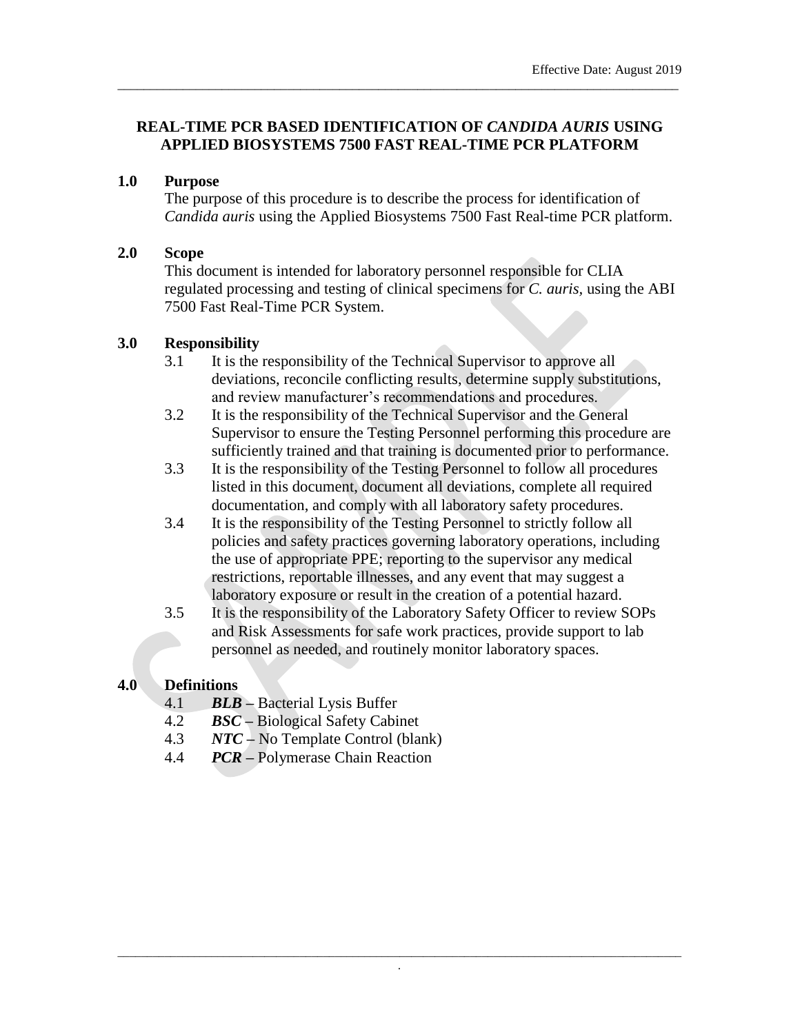# REAL-TIME PCR BASED IDENTIFICATION OF *CANDIDA AURIS* USING APPLIED BIOSYSTEMS 7500 FAST REAL-TIME PCR PLATFORM

## 1.0 Purpose

The purpose of this procedure is to describe the process for identification of *Candida auris* using the Applied Biosystems 7500 Fast Real-time PCR platform.

## 2.0 Scope

This document is intended for laboratory personnel responsible for CLIA regulated processing and testing of clinical specimens for *C. auris*, using the ABI 7500 Fast Real-Time PCR System.

## 3.0 Responsibility

3.1 It is the responsibility of the Technical Supervisor to approve all deviations, reconcile conflicting results, determine supply substitutions, and review manufacturer's recommendations and procedures.

3.2 It is the responsibility of the Technical Supervisor and the General Supervisor to ensure the Testing Personnel performing this procedure are sufficiently trained and that training is documented prior to performance.

3.3 It is the responsibility of the Testing Personnel to follow all procedures listed in this document, document all deviations, complete all required documentation, and comply with all laboratory safety procedures.

3.4 It is the responsibility of the Testing Personnel to strictly follow all policies and safety practices governing laboratory operations, including the use of appropriate PPE; reporting to the supervisor any medical restrictions, reportable illnesses, and any event that may suggest a laboratory exposure or result in the creation of a potential hazard.

3.5 It is the responsibility of the Laboratory Safety Officer to review SOPs and Risk Assessments for safe work practices, provide support to lab personnel as needed, and routinely monitor laboratory spaces.

## 4.0 Definitions

4.1 ***BLB*** – Bacterial Lysis Buffer

4.2 ***BSC*** – Biological Safety Cabinet

4.3 ***NTC*** – No Template Control (blank)

4.4 ***PCR*** – Polymerase Chain Reaction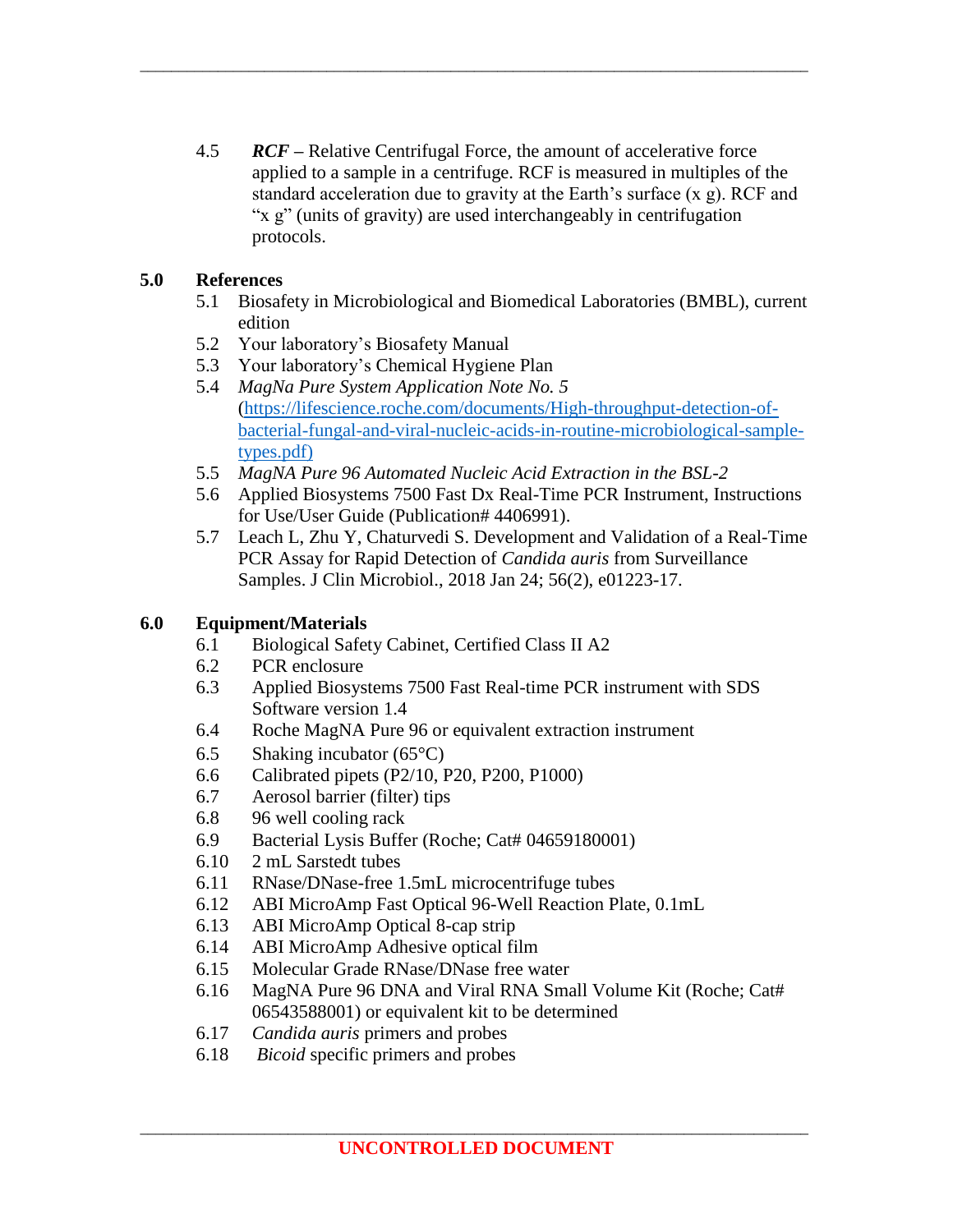4.5 ***RCF*** **–** Relative Centrifugal Force, the amount of accelerative force applied to a sample in a centrifuge. RCF is measured in multiples of the standard acceleration due to gravity at the Earth's surface (x g). RCF and "x g" (units of gravity) are used interchangeably in centrifugation protocols.

## 5.0 References

- 5.1 Biosafety in Microbiological and Biomedical Laboratories (BMBL), current edition
- 5.2 Your laboratory's Biosafety Manual
- 5.3 Your laboratory's Chemical Hygiene Plan
- 5.4 *MagNa Pure System Application Note No. 5* ([https://lifescience.roche.com/documents/High-throughput-detection-of-bacterial-fungal-and-viral-nucleic-acids-in-routine-microbiological-sample-types.pdf)](https://lifescience.roche.com/documents/High-throughput-detection-of-bacterial-fungal-and-viral-nucleic-acids-in-routine-microbiological-sample-types.pdf)
- 5.5 *MagNA Pure 96 Automated Nucleic Acid Extraction in the BSL-2*
- 5.6 Applied Biosystems 7500 Fast Dx Real-Time PCR Instrument, Instructions for Use/User Guide (Publication# 4406991).
- 5.7 Leach L, Zhu Y, Chaturvedi S. Development and Validation of a Real-Time PCR Assay for Rapid Detection of *Candida auris* from Surveillance Samples. J Clin Microbiol., 2018 Jan 24; 56(2), e01223-17.

## 6.0 Equipment/Materials

- 6.1 Biological Safety Cabinet, Certified Class II A2
- 6.2 PCR enclosure
- 6.3 Applied Biosystems 7500 Fast Real-time PCR instrument with SDS Software version 1.4
- 6.4 Roche MagNA Pure 96 or equivalent extraction instrument
- 6.5 Shaking incubator (65°C)
- 6.6 Calibrated pipets (P2/10, P20, P200, P1000)
- 6.7 Aerosol barrier (filter) tips
- 6.8 96 well cooling rack
- 6.9 Bacterial Lysis Buffer (Roche; Cat# 04659180001)
- 6.10 2 mL Sarstedt tubes
- 6.11 RNase/DNase-free 1.5mL microcentrifuge tubes
- 6.12 ABI MicroAmp Fast Optical 96-Well Reaction Plate, 0.1mL
- 6.13 ABI MicroAmp Optical 8-cap strip
- 6.14 ABI MicroAmp Adhesive optical film
- 6.15 Molecular Grade RNase/DNase free water
- 6.16 MagNA Pure 96 DNA and Viral RNA Small Volume Kit (Roche; Cat# 06543588001) or equivalent kit to be determined
- 6.17 *Candida auris* primers and probes
- 6.18 *Bicoid* specific primers and probes

**UNCONTROLLED DOCUMENT**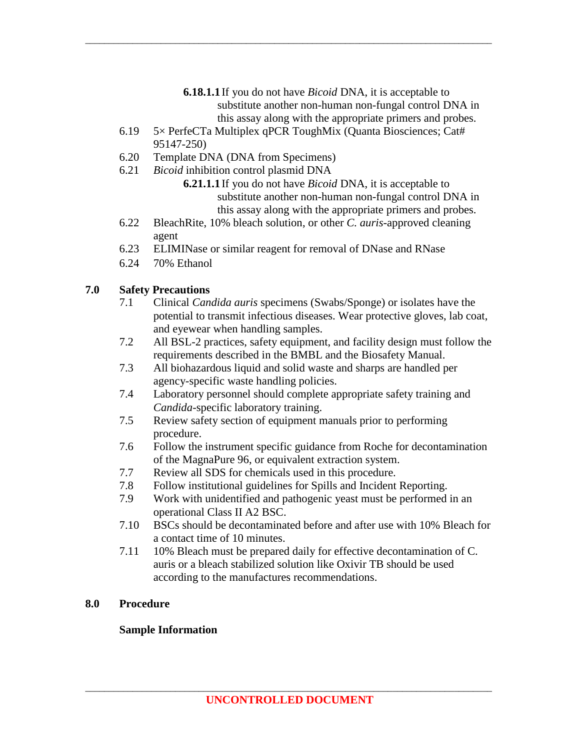**6.18.1.1** If you do not have *Bicoid* DNA, it is acceptable to substitute another non-human non-fungal control DNA in this assay along with the appropriate primers and probes.

6.19 5× PerfeCTa Multiplex qPCR ToughMix (Quanta Biosciences; Cat# 95147-250)

6.20 Template DNA (DNA from Specimens)

6.21 *Bicoid* inhibition control plasmid DNA

**6.21.1.1** If you do not have *Bicoid* DNA, it is acceptable to substitute another non-human non-fungal control DNA in this assay along with the appropriate primers and probes.

6.22 BleachRite, 10% bleach solution, or other *C. auris*-approved cleaning agent

6.23 ELIMINase or similar reagent for removal of DNase and RNase

6.24 70% Ethanol

## 7.0 Safety Precautions

7.1 Clinical *Candida auris* specimens (Swabs/Sponge) or isolates have the potential to transmit infectious diseases. Wear protective gloves, lab coat, and eyewear when handling samples.

7.2 All BSL-2 practices, safety equipment, and facility design must follow the requirements described in the BMBL and the Biosafety Manual.

7.3 All biohazardous liquid and solid waste and sharps are handled per agency-specific waste handling policies.

7.4 Laboratory personnel should complete appropriate safety training and *Candida*-specific laboratory training.

7.5 Review safety section of equipment manuals prior to performing procedure.

7.6 Follow the instrument specific guidance from Roche for decontamination of the MagnaPure 96, or equivalent extraction system.

7.7 Review all SDS for chemicals used in this procedure.

7.8 Follow institutional guidelines for Spills and Incident Reporting.

7.9 Work with unidentified and pathogenic yeast must be performed in an operational Class II A2 BSC.

7.10 BSCs should be decontaminated before and after use with 10% Bleach for a contact time of 10 minutes.

7.11 10% Bleach must be prepared daily for effective decontamination of C. auris or a bleach stabilized solution like Oxivir TB should be used according to the manufactures recommendations.

## 8.0 Procedure

### Sample Information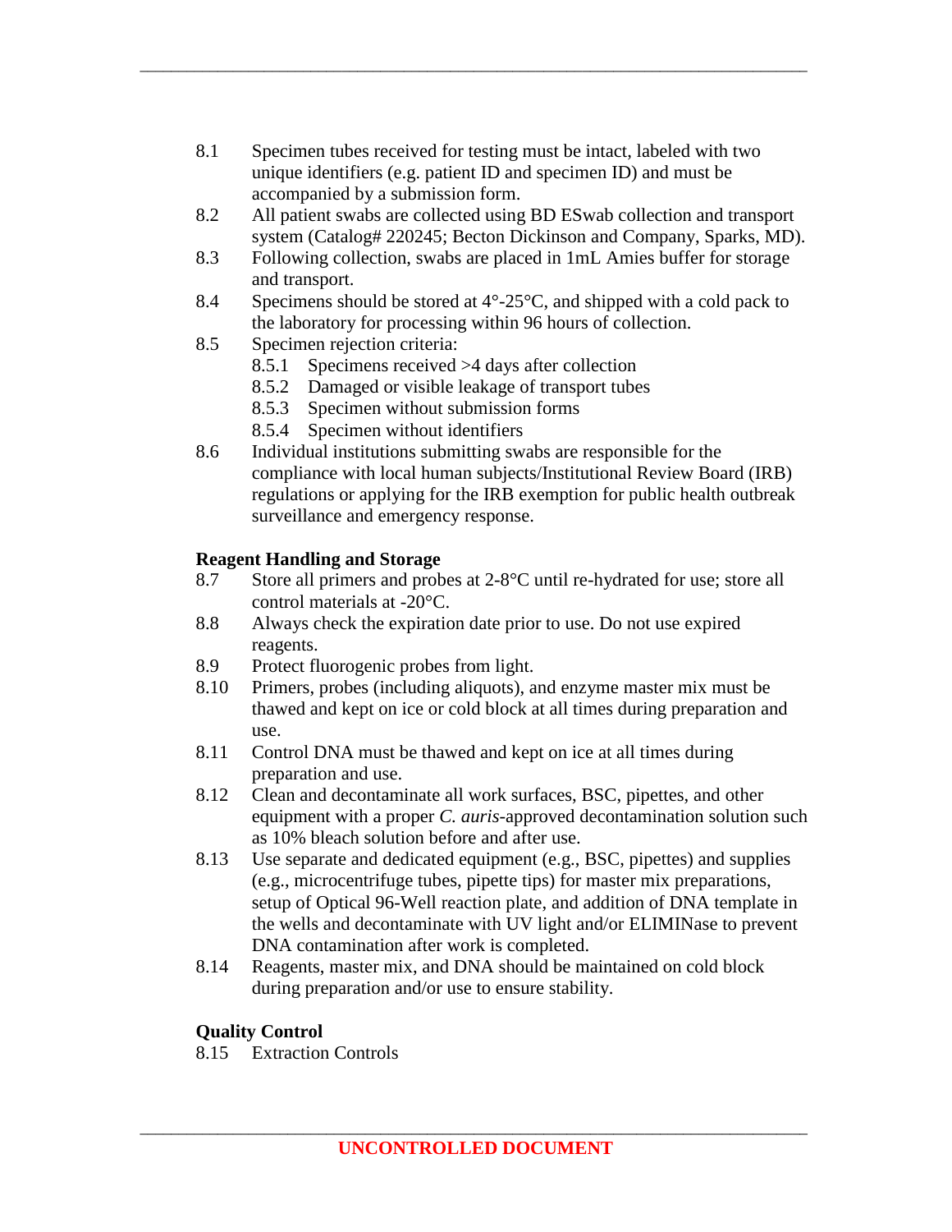8.1 Specimen tubes received for testing must be intact, labeled with two unique identifiers (e.g. patient ID and specimen ID) and must be accompanied by a submission form.

8.2 All patient swabs are collected using BD ESwab collection and transport system (Catalog# 220245; Becton Dickinson and Company, Sparks, MD).

8.3 Following collection, swabs are placed in 1mL Amies buffer for storage and transport.

8.4 Specimens should be stored at 4°-25°C, and shipped with a cold pack to the laboratory for processing within 96 hours of collection.

8.5 Specimen rejection criteria:
- 8.5.1 Specimens received >4 days after collection
- 8.5.2 Damaged or visible leakage of transport tubes
- 8.5.3 Specimen without submission forms
- 8.5.4 Specimen without identifiers

8.6 Individual institutions submitting swabs are responsible for the compliance with local human subjects/Institutional Review Board (IRB) regulations or applying for the IRB exemption for public health outbreak surveillance and emergency response.

**Reagent Handling and Storage**

8.7 Store all primers and probes at 2-8°C until re-hydrated for use; store all control materials at -20°C.

8.8 Always check the expiration date prior to use. Do not use expired reagents.

8.9 Protect fluorogenic probes from light.

8.10 Primers, probes (including aliquots), and enzyme master mix must be thawed and kept on ice or cold block at all times during preparation and use.

8.11 Control DNA must be thawed and kept on ice at all times during preparation and use.

8.12 Clean and decontaminate all work surfaces, BSC, pipettes, and other equipment with a proper *C. auris*-approved decontamination solution such as 10% bleach solution before and after use.

8.13 Use separate and dedicated equipment (e.g., BSC, pipettes) and supplies (e.g., microcentrifuge tubes, pipette tips) for master mix preparations, setup of Optical 96-Well reaction plate, and addition of DNA template in the wells and decontaminate with UV light and/or ELIMINase to prevent DNA contamination after work is completed.

8.14 Reagents, master mix, and DNA should be maintained on cold block during preparation and/or use to ensure stability.

**Quality Control**

8.15 Extraction Controls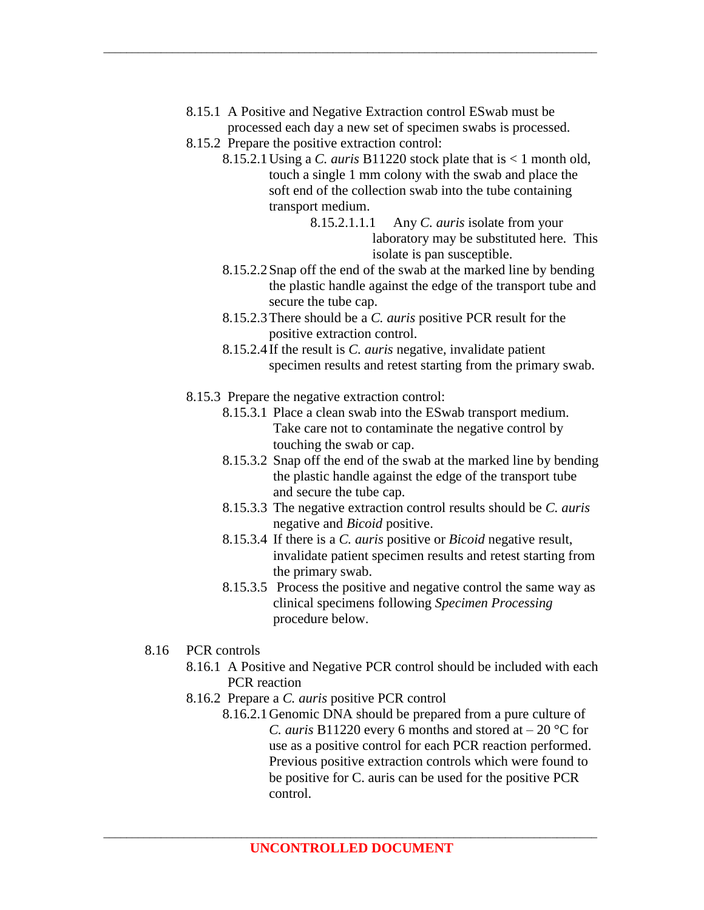- 8.15.1 A Positive and Negative Extraction control ESwab must be processed each day a new set of specimen swabs is processed.
- 8.15.2 Prepare the positive extraction control:
  - 8.15.2.1 Using a *C. auris* B11220 stock plate that is < 1 month old, touch a single 1 mm colony with the swab and place the soft end of the collection swab into the tube containing transport medium.
    - 8.15.2.1.1.1 Any *C. auris* isolate from your laboratory may be substituted here. This isolate is pan susceptible.
  - 8.15.2.2 Snap off the end of the swab at the marked line by bending the plastic handle against the edge of the transport tube and secure the tube cap.
  - 8.15.2.3 There should be a *C. auris* positive PCR result for the positive extraction control.
  - 8.15.2.4 If the result is *C. auris* negative, invalidate patient specimen results and retest starting from the primary swab.
- 8.15.3 Prepare the negative extraction control:
  - 8.15.3.1 Place a clean swab into the ESwab transport medium. Take care not to contaminate the negative control by touching the swab or cap.
  - 8.15.3.2 Snap off the end of the swab at the marked line by bending the plastic handle against the edge of the transport tube and secure the tube cap.
  - 8.15.3.3 The negative extraction control results should be *C. auris* negative and *Bicoid* positive.
  - 8.15.3.4 If there is a *C. auris* positive or *Bicoid* negative result, invalidate patient specimen results and retest starting from the primary swab.
  - 8.15.3.5 Process the positive and negative control the same way as clinical specimens following *Specimen Processing* procedure below.

8.16 PCR controls

- 8.16.1 A Positive and Negative PCR control should be included with each PCR reaction
- 8.16.2 Prepare a *C. auris* positive PCR control
  - 8.16.2.1 Genomic DNA should be prepared from a pure culture of *C. auris* B11220 every 6 months and stored at – 20 °C for use as a positive control for each PCR reaction performed. Previous positive extraction controls which were found to be positive for C. auris can be used for the positive PCR control.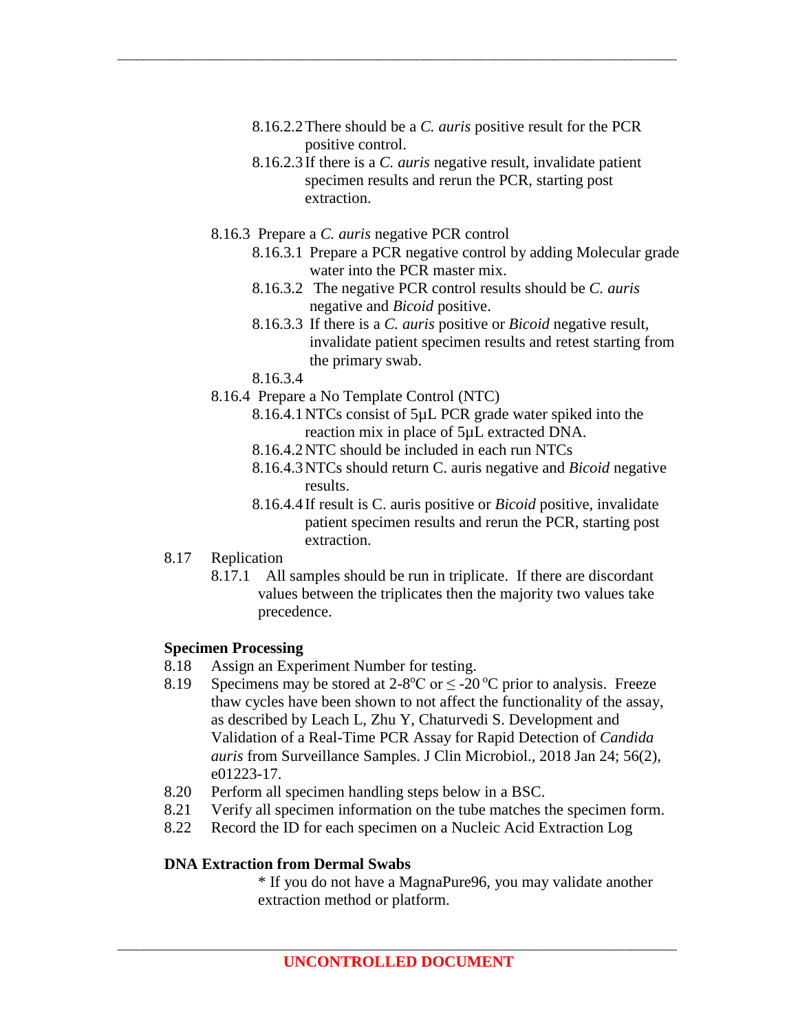8.16.2.2 There should be a *C. auris* positive result for the PCR positive control.

8.16.2.3 If there is a *C. auris* negative result, invalidate patient specimen results and rerun the PCR, starting post extraction.

8.16.3 Prepare a *C. auris* negative PCR control

8.16.3.1 Prepare a PCR negative control by adding Molecular grade water into the PCR master mix.

8.16.3.2 The negative PCR control results should be *C. auris* negative and *Bicoid* positive.

8.16.3.3 If there is a *C. auris* positive or *Bicoid* negative result, invalidate patient specimen results and retest starting from the primary swab.

8.16.3.4

8.16.4 Prepare a No Template Control (NTC)

8.16.4.1 NTCs consist of 5µL PCR grade water spiked into the reaction mix in place of 5µL extracted DNA.

8.16.4.2 NTC should be included in each run NTCs

8.16.4.3 NTCs should return C. auris negative and *Bicoid* negative results.

8.16.4.4 If result is C. auris positive or *Bicoid* positive, invalidate patient specimen results and rerun the PCR, starting post extraction.

8.17 Replication

8.17.1 All samples should be run in triplicate. If there are discordant values between the triplicates then the majority two values take precedence.

**Specimen Processing**

8.18 Assign an Experiment Number for testing.

8.19 Specimens may be stored at 2-8°C or ≤ -20 °C prior to analysis. Freeze thaw cycles have been shown to not affect the functionality of the assay, as described by Leach L, Zhu Y, Chaturvedi S. Development and Validation of a Real-Time PCR Assay for Rapid Detection of *Candida auris* from Surveillance Samples. J Clin Microbiol., 2018 Jan 24; 56(2), e01223-17.

8.20 Perform all specimen handling steps below in a BSC.

8.21 Verify all specimen information on the tube matches the specimen form.

8.22 Record the ID for each specimen on a Nucleic Acid Extraction Log

**DNA Extraction from Dermal Swabs**

* If you do not have a MagnaPure96, you may validate another extraction method or platform.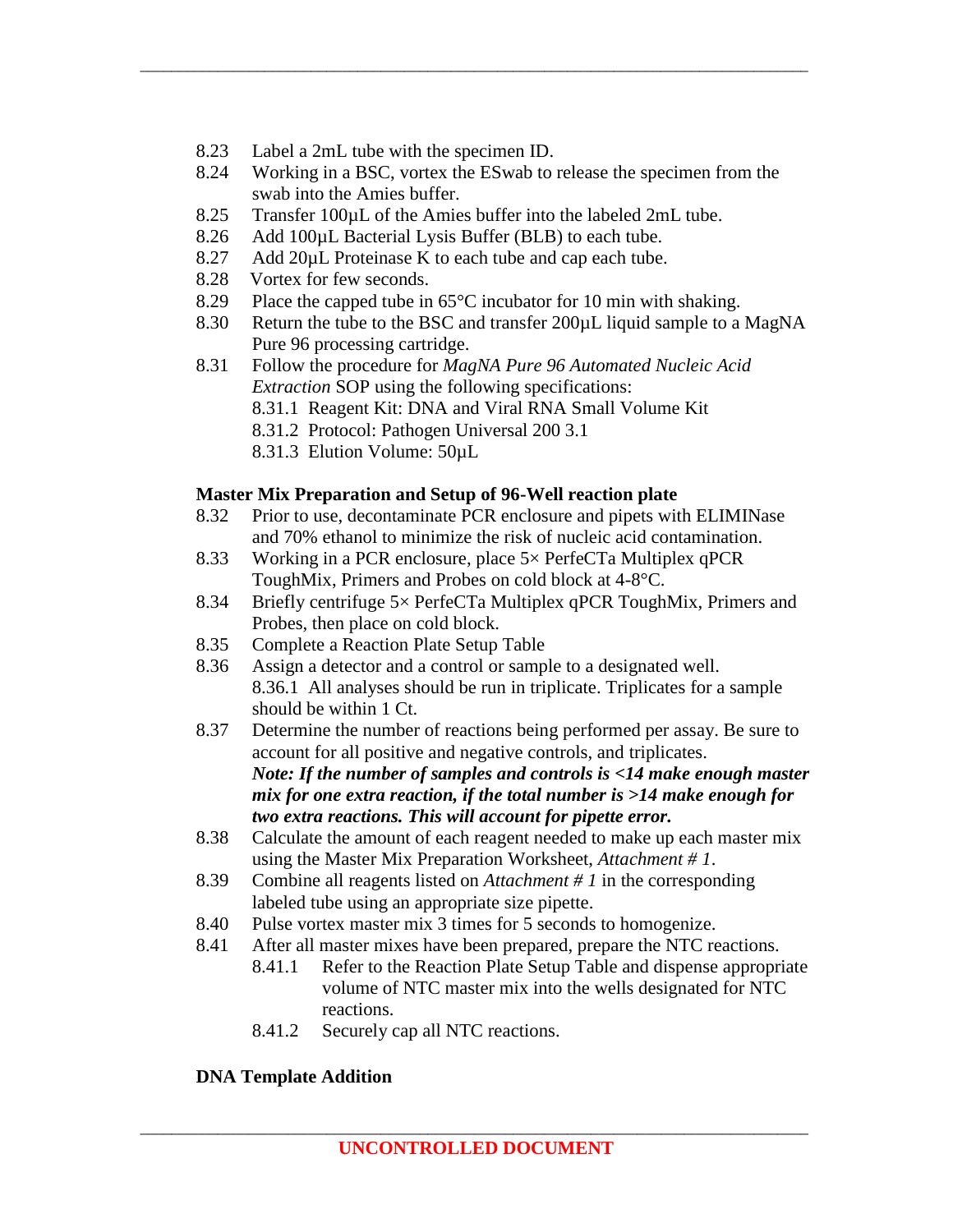8.23 Label a 2mL tube with the specimen ID.

8.24 Working in a BSC, vortex the ESwab to release the specimen from the swab into the Amies buffer.

8.25 Transfer 100µL of the Amies buffer into the labeled 2mL tube.

8.26 Add 100µL Bacterial Lysis Buffer (BLB) to each tube.

8.27 Add 20µL Proteinase K to each tube and cap each tube.

8.28 Vortex for few seconds.

8.29 Place the capped tube in 65°C incubator for 10 min with shaking.

8.30 Return the tube to the BSC and transfer 200µL liquid sample to a MagNA Pure 96 processing cartridge.

8.31 Follow the procedure for *MagNA Pure 96 Automated Nucleic Acid Extraction* SOP using the following specifications:

- 8.31.1 Reagent Kit: DNA and Viral RNA Small Volume Kit
- 8.31.2 Protocol: Pathogen Universal 200 3.1
- 8.31.3 Elution Volume: 50µL

**Master Mix Preparation and Setup of 96-Well reaction plate**

8.32 Prior to use, decontaminate PCR enclosure and pipets with ELIMINase and 70% ethanol to minimize the risk of nucleic acid contamination.

8.33 Working in a PCR enclosure, place 5× PerfeCTa Multiplex qPCR ToughMix, Primers and Probes on cold block at 4-8°C.

8.34 Briefly centrifuge 5× PerfeCTa Multiplex qPCR ToughMix, Primers and Probes, then place on cold block.

8.35 Complete a Reaction Plate Setup Table

8.36 Assign a detector and a control or sample to a designated well.

- 8.36.1 All analyses should be run in triplicate. Triplicates for a sample should be within 1 Ct.

8.37 Determine the number of reactions being performed per assay. Be sure to account for all positive and negative controls, and triplicates.
***Note: If the number of samples and controls is <14 make enough master mix for one extra reaction, if the total number is >14 make enough for two extra reactions. This will account for pipette error.***

8.38 Calculate the amount of each reagent needed to make up each master mix using the Master Mix Preparation Worksheet, *Attachment # 1*.

8.39 Combine all reagents listed on *Attachment # 1* in the corresponding labeled tube using an appropriate size pipette.

8.40 Pulse vortex master mix 3 times for 5 seconds to homogenize.

8.41 After all master mixes have been prepared, prepare the NTC reactions.

- 8.41.1 Refer to the Reaction Plate Setup Table and dispense appropriate volume of NTC master mix into the wells designated for NTC reactions.
- 8.41.2 Securely cap all NTC reactions.

**DNA Template Addition**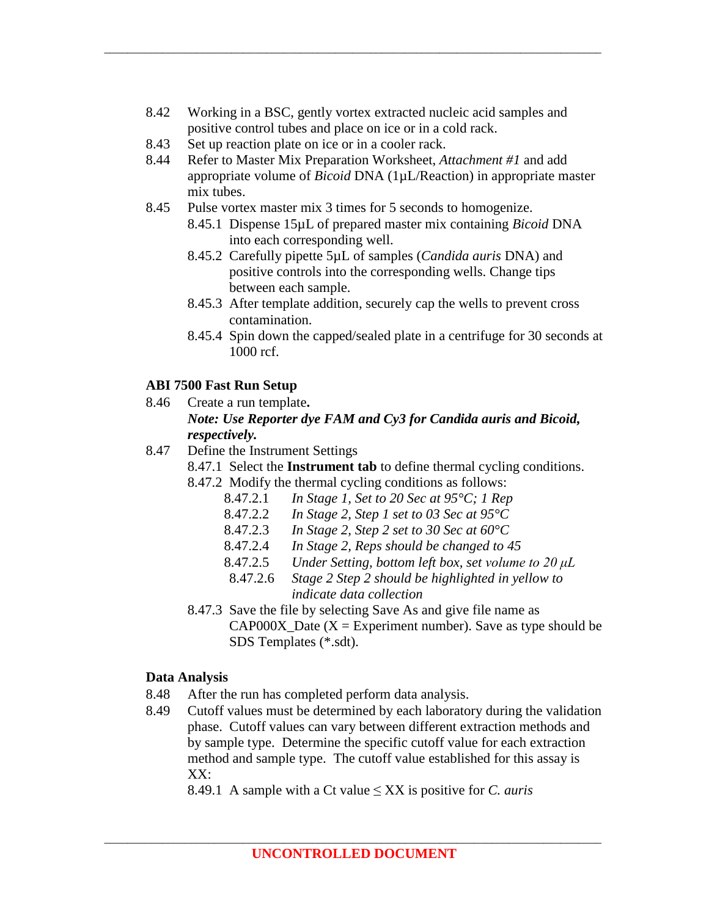8.42 Working in a BSC, gently vortex extracted nucleic acid samples and positive control tubes and place on ice or in a cold rack.

8.43 Set up reaction plate on ice or in a cooler rack.

8.44 Refer to Master Mix Preparation Worksheet, *Attachment #1* and add appropriate volume of *Bicoid* DNA (1µL/Reaction) in appropriate master mix tubes.

8.45 Pulse vortex master mix 3 times for 5 seconds to homogenize.

- 8.45.1 Dispense 15µL of prepared master mix containing *Bicoid* DNA into each corresponding well.
- 8.45.2 Carefully pipette 5µL of samples (*Candida auris* DNA) and positive controls into the corresponding wells. Change tips between each sample.
- 8.45.3 After template addition, securely cap the wells to prevent cross contamination.
- 8.45.4 Spin down the capped/sealed plate in a centrifuge for 30 seconds at 1000 rcf.

**ABI 7500 Fast Run Setup**

8.46 Create a run template**.**

***Note: Use Reporter dye FAM and Cy3 for Candida auris and Bicoid, respectively.***

8.47 Define the Instrument Settings

- 8.47.1 Select the **Instrument tab** to define thermal cycling conditions.
- 8.47.2 Modify the thermal cycling conditions as follows:
  - 8.47.2.1 *In Stage 1, Set to 20 Sec at 95°C; 1 Rep*
  - 8.47.2.2 *In Stage 2, Step 1 set to 03 Sec at 95°C*
  - 8.47.2.3 *In Stage 2, Step 2 set to 30 Sec at 60°C*
  - 8.47.2.4 *In Stage 2, Reps should be changed to 45*
  - 8.47.2.5 *Under Setting, bottom left box, set volume to 20 µL*
  - 8.47.2.6 *Stage 2 Step 2 should be highlighted in yellow to indicate data collection*
- 8.47.3 Save the file by selecting Save As and give file name as CAP000X_Date (X = Experiment number). Save as type should be SDS Templates (*.sdt).

**Data Analysis**

8.48 After the run has completed perform data analysis.

8.49 Cutoff values must be determined by each laboratory during the validation phase. Cutoff values can vary between different extraction methods and by sample type. Determine the specific cutoff value for each extraction method and sample type. The cutoff value established for this assay is XX:

- 8.49.1 A sample with a Ct value ≤ XX is positive for *C. auris*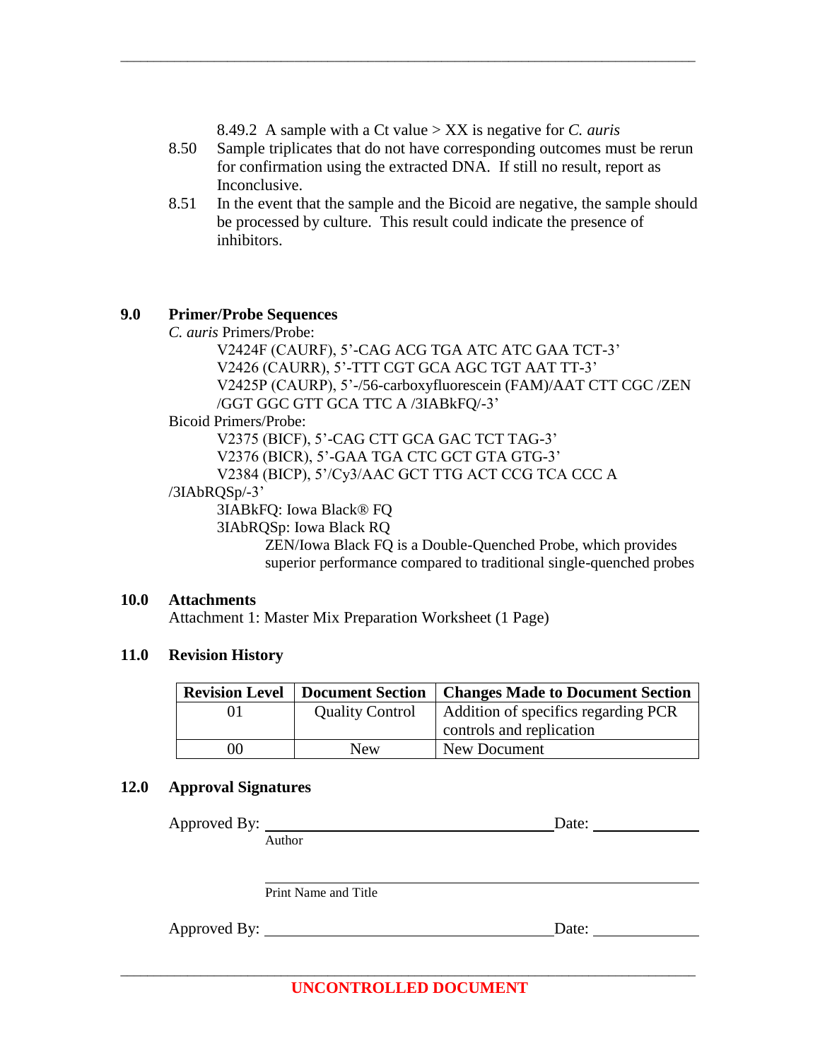8.49.2 A sample with a Ct value > XX is negative for *C. auris*

8.50 Sample triplicates that do not have corresponding outcomes must be rerun for confirmation using the extracted DNA. If still no result, report as Inconclusive.

8.51 In the event that the sample and the Bicoid are negative, the sample should be processed by culture. This result could indicate the presence of inhibitors.

## 9.0 Primer/Probe Sequences

*C. auris* Primers/Probe:

V2424F (CAURF), 5'-CAG ACG TGA ATC ATC GAA TCT-3'

V2426 (CAURR), 5'-TTT CGT GCA AGC TGT AAT TT-3'

V2425P (CAURP), 5'-/56-carboxyfluorescein (FAM)/AAT CTT CGC /ZEN /GGT GGC GTT GCA TTC A /3IABkFQ/-3'

Bicoid Primers/Probe:

V2375 (BICF), 5'-CAG CTT GCA GAC TCT TAG-3'

V2376 (BICR), 5'-GAA TGA CTC GCT GTA GTG-3'

V2384 (BICP), 5'/Cy3/AAC GCT TTG ACT CCG TCA CCC A /3IAbRQSp/-3'

3IABkFQ: Iowa Black® FQ

3IAbRQSp: Iowa Black RQ

ZEN/Iowa Black FQ is a Double-Quenched Probe, which provides superior performance compared to traditional single-quenched probes

## 10.0 Attachments

Attachment 1: Master Mix Preparation Worksheet (1 Page)

## 11.0 Revision History

| Revision Level | Document Section | Changes Made to Document Section |
|---|---|---|
| 01 | Quality Control | Addition of specifics regarding PCR controls and replication |
| 00 | New | New Document |

## 12.0 Approval Signatures

Approved By: ______________________________ Date: ____________

Author

______________________________

Print Name and Title

Approved By: ______________________________ Date: ____________

**UNCONTROLLED DOCUMENT**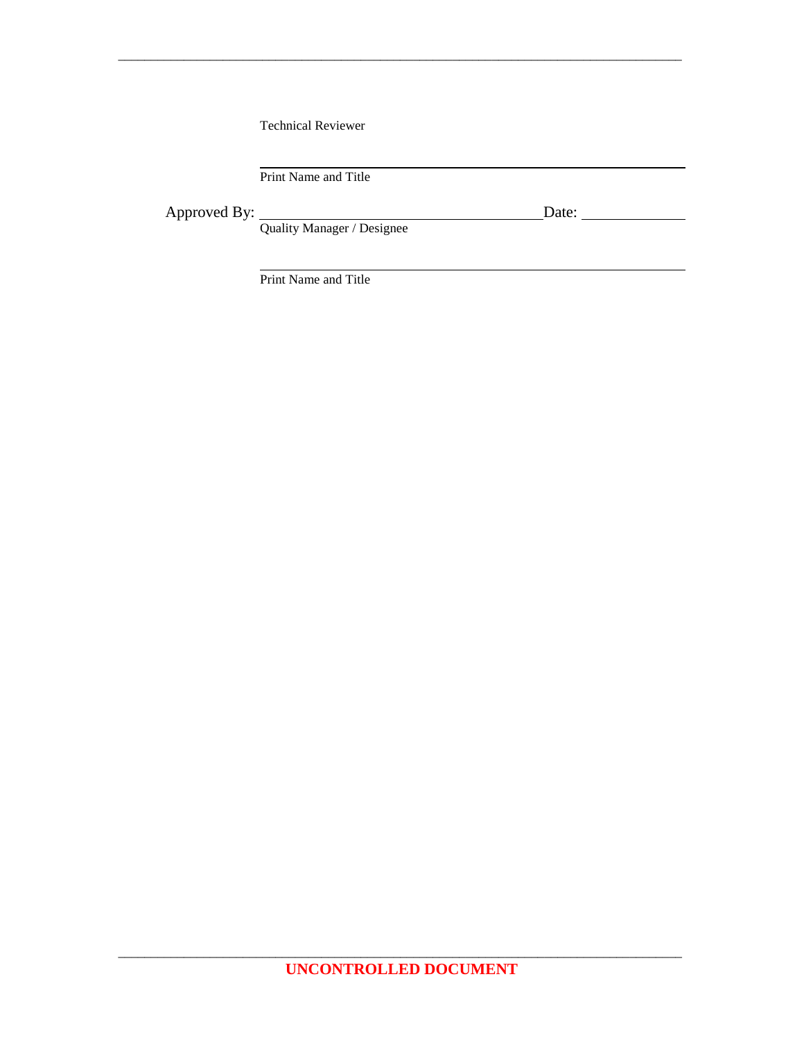Technical Reviewer

\_\_\_\_\_\_\_\_\_\_\_\_\_\_\_\_\_\_\_\_\_\_\_\_\_\_\_\_\_\_\_\_\_\_\_\_\_\_\_\_\_\_\_\_

Print Name and Title

Approved By: \_\_\_\_\_\_\_\_\_\_\_\_\_\_\_\_\_\_\_\_\_\_\_\_\_\_\_\_\_\_\_\_ Date: \_\_\_\_\_\_\_\_\_\_\_\_

Quality Manager / Designee

\_\_\_\_\_\_\_\_\_\_\_\_\_\_\_\_\_\_\_\_\_\_\_\_\_\_\_\_\_\_\_\_\_\_\_\_\_\_\_\_\_\_\_\_

Print Name and Title

**UNCONTROLLED DOCUMENT**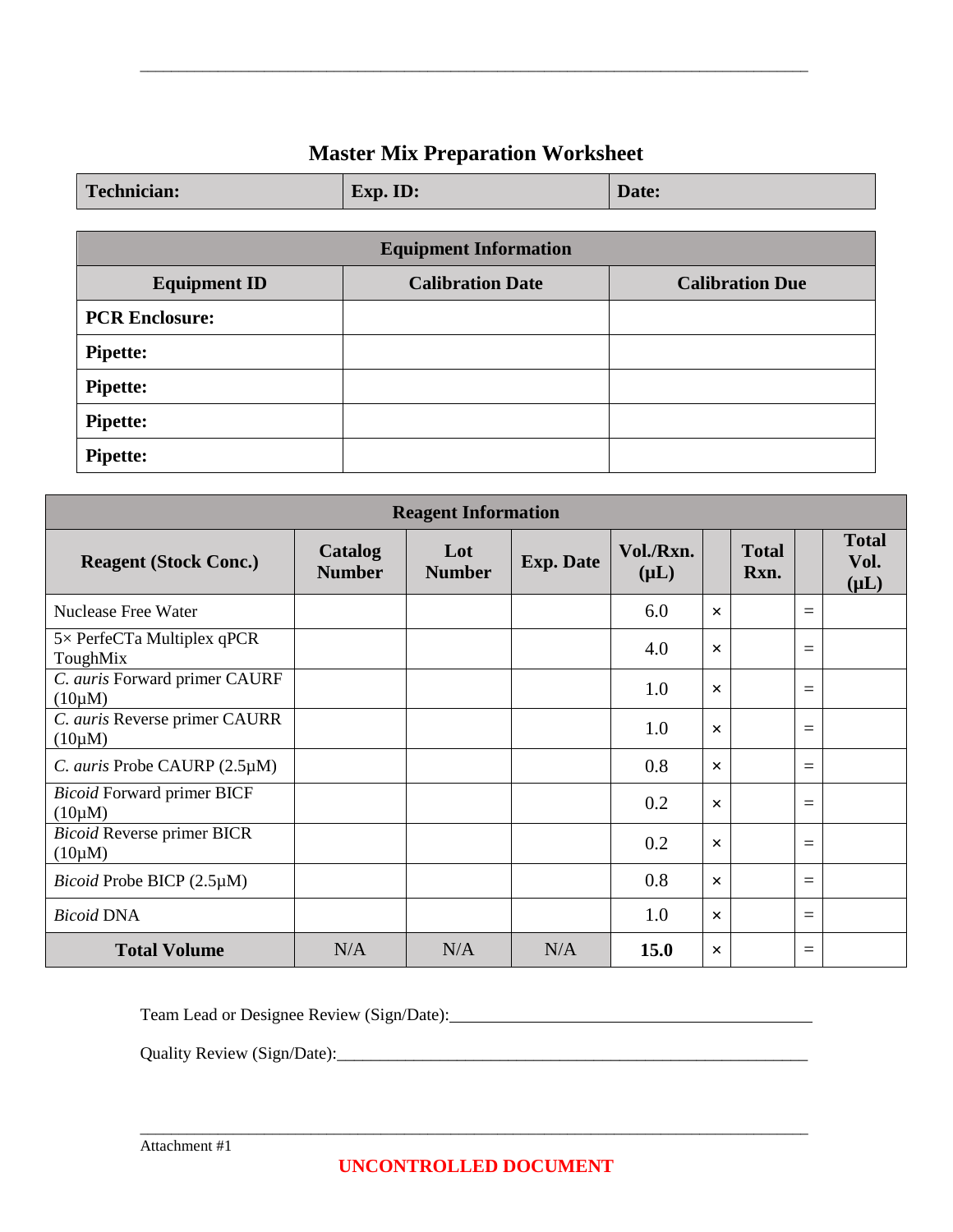# Master Mix Preparation Worksheet

| **Technician:** | **Exp. ID:** | **Date:** |
|---|---|---|

| **Equipment Information** | | |
|---|---|---|
| **Equipment ID** | **Calibration Date** | **Calibration Due** |
| **PCR Enclosure:** | | |
| **Pipette:** | | |
| **Pipette:** | | |
| **Pipette:** | | |
| **Pipette:** | | |

| **Reagent Information** | | | | | | | | |
|---|---|---|---|---|---|---|---|---|
| **Reagent (Stock Conc.)** | **Catalog Number** | **Lot Number** | **Exp. Date** | **Vol./Rxn. (µL)** | | **Total Rxn.** | | **Total Vol. (µL)** |
| Nuclease Free Water | | | | 6.0 | × | | = | |
| 5× PerfeCTa Multiplex qPCR ToughMix | | | | 4.0 | × | | = | |
| *C. auris* Forward primer CAURF (10µM) | | | | 1.0 | × | | = | |
| *C. auris* Reverse primer CAURR (10µM) | | | | 1.0 | × | | = | |
| *C. auris* Probe CAURP (2.5µM) | | | | 0.8 | × | | = | |
| *Bicoid* Forward primer BICF (10µM) | | | | 0.2 | × | | = | |
| *Bicoid* Reverse primer BICR (10µM) | | | | 0.2 | × | | = | |
| *Bicoid* Probe BICP (2.5µM) | | | | 0.8 | × | | = | |
| *Bicoid* DNA | | | | 1.0 | × | | = | |
| **Total Volume** | N/A | N/A | N/A | **15.0** | × | | = | |

Team Lead or Designee Review (Sign/Date):____________________________________________

Quality Review (Sign/Date):____________________________________________________________

Attachment #1

UNCONTROLLED DOCUMENT